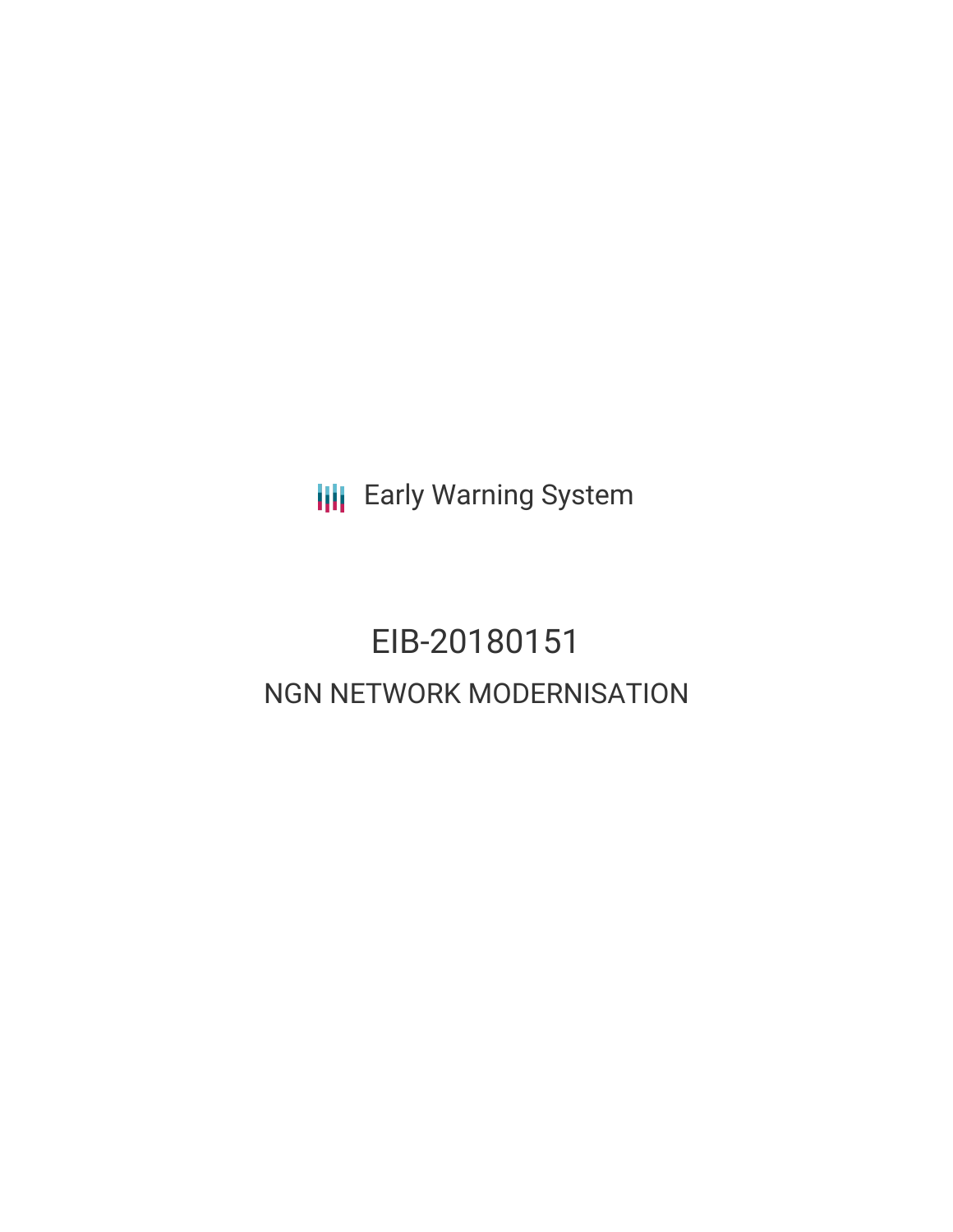Early Warning System

# EIB-20180151

## NGN NETWORK MODERNISATION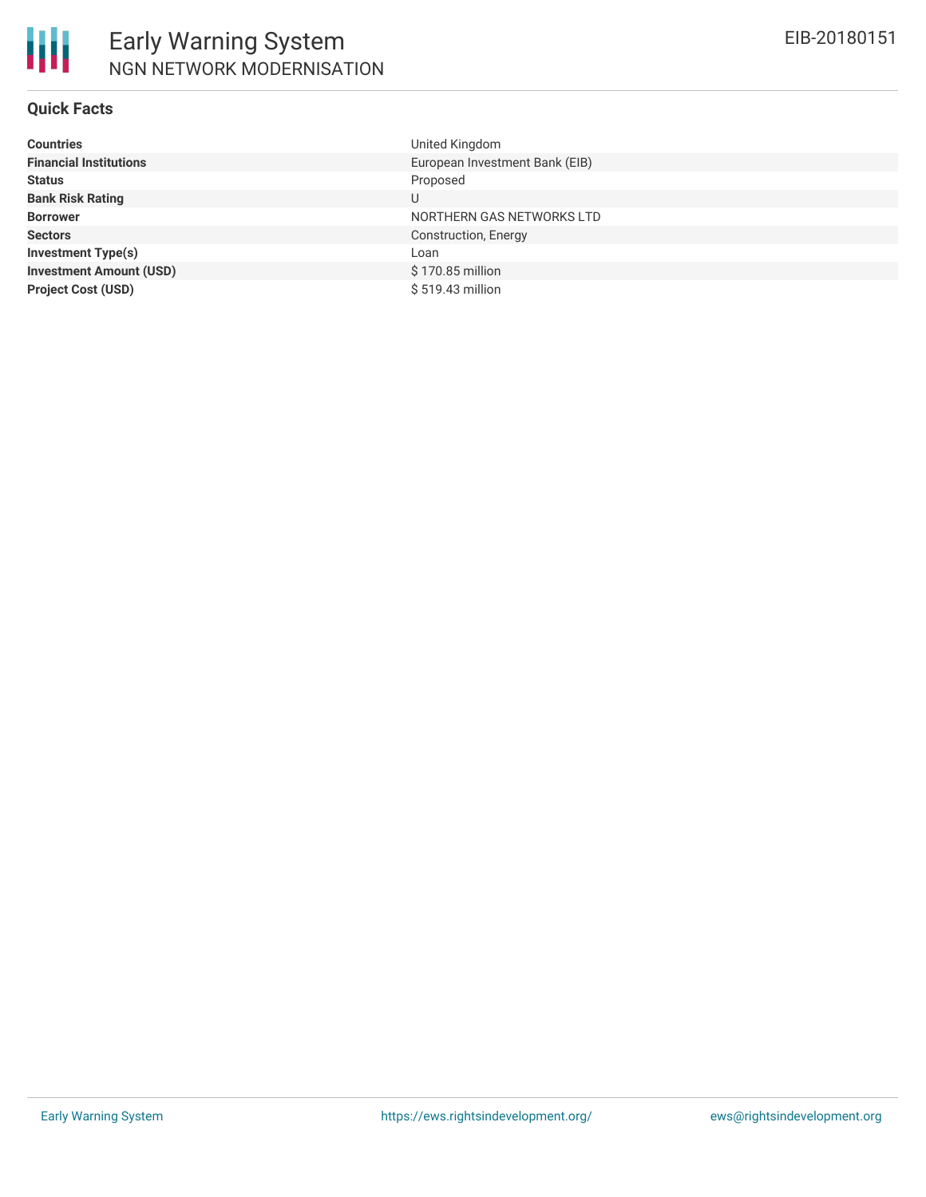## Quick Facts

| | |
|---|---|
| **Countries** | United Kingdom |
| **Financial Institutions** | European Investment Bank (EIB) |
| **Status** | Proposed |
| **Bank Risk Rating** | U |
| **Borrower** | NORTHERN GAS NETWORKS LTD |
| **Sectors** | Construction, Energy |
| **Investment Type(s)** | Loan |
| **Investment Amount (USD)** | $ 170.85 million |
| **Project Cost (USD)** | $ 519.43 million |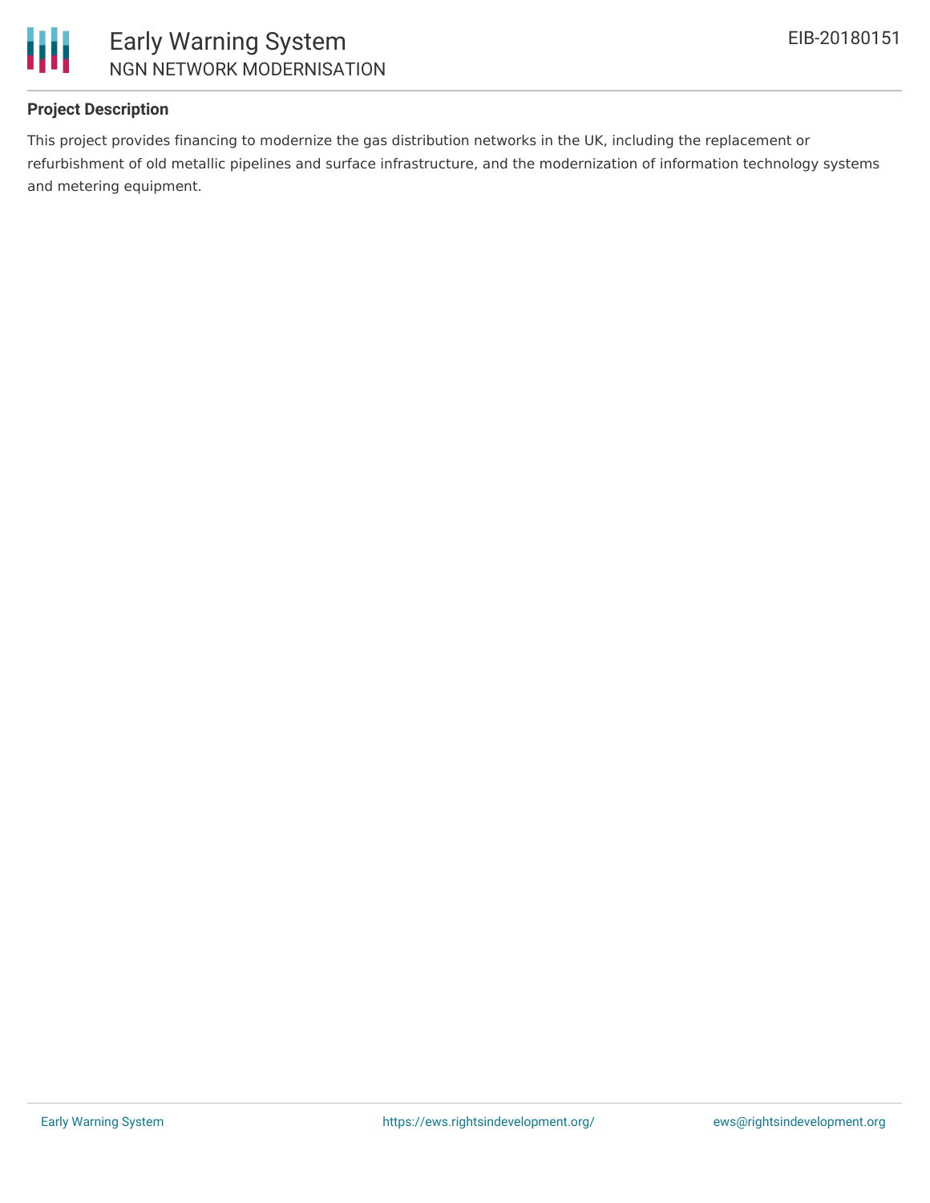## Project Description

This project provides financing to modernize the gas distribution networks in the UK, including the replacement or refurbishment of old metallic pipelines and surface infrastructure, and the modernization of information technology systems and metering equipment.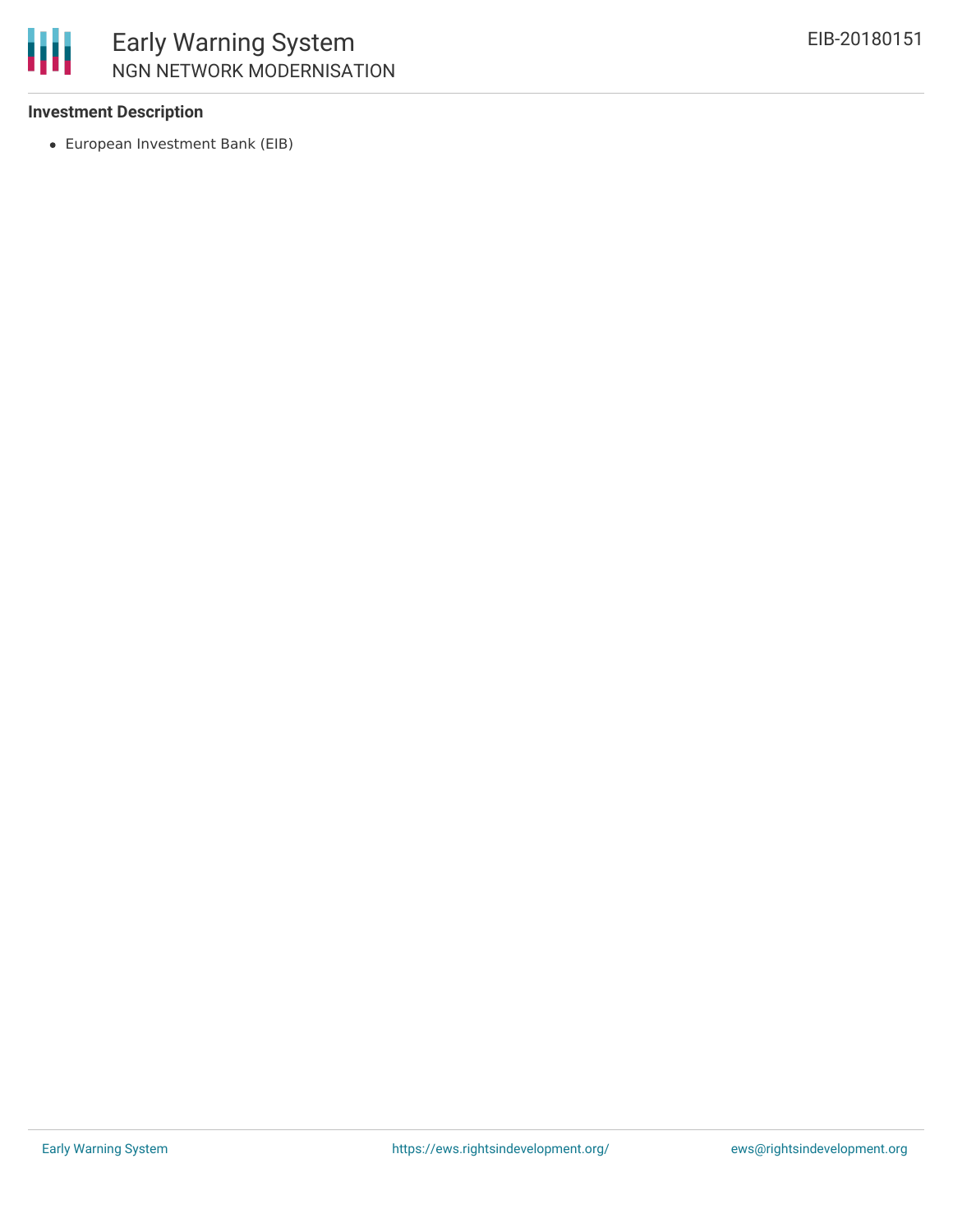**Investment Description**

- European Investment Bank (EIB)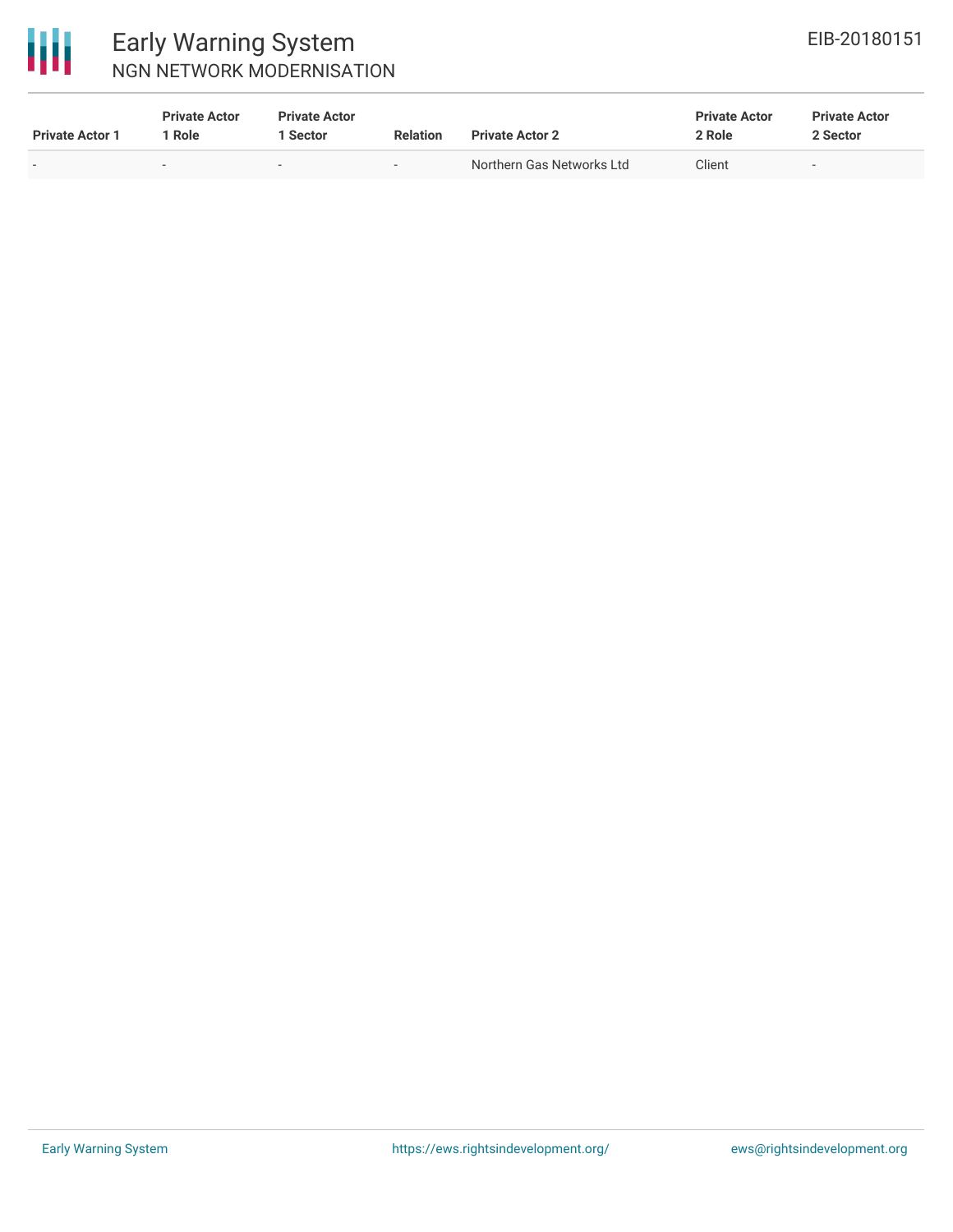| Private Actor 1 | Private Actor 1 Role | Private Actor 1 Sector | Relation | Private Actor 2 | Private Actor 2 Role | Private Actor 2 Sector |
|---|---|---|---|---|---|---|
| - | - | - | - | Northern Gas Networks Ltd | Client | - |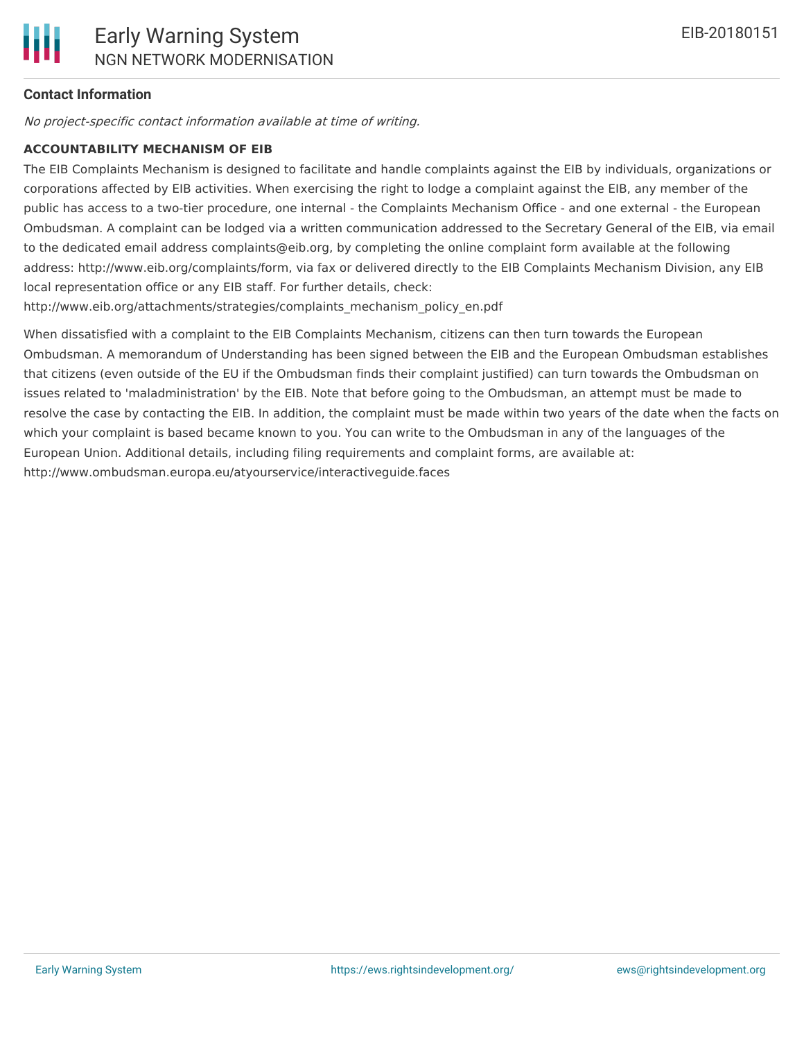**Contact Information**

*No project-specific contact information available at time of writing.*

**ACCOUNTABILITY MECHANISM OF EIB**

The EIB Complaints Mechanism is designed to facilitate and handle complaints against the EIB by individuals, organizations or corporations affected by EIB activities. When exercising the right to lodge a complaint against the EIB, any member of the public has access to a two-tier procedure, one internal - the Complaints Mechanism Office - and one external - the European Ombudsman. A complaint can be lodged via a written communication addressed to the Secretary General of the EIB, via email to the dedicated email address complaints@eib.org, by completing the online complaint form available at the following address: http://www.eib.org/complaints/form, via fax or delivered directly to the EIB Complaints Mechanism Division, any EIB local representation office or any EIB staff. For further details, check: http://www.eib.org/attachments/strategies/complaints_mechanism_policy_en.pdf

When dissatisfied with a complaint to the EIB Complaints Mechanism, citizens can then turn towards the European Ombudsman. A memorandum of Understanding has been signed between the EIB and the European Ombudsman establishes that citizens (even outside of the EU if the Ombudsman finds their complaint justified) can turn towards the Ombudsman on issues related to 'maladministration' by the EIB. Note that before going to the Ombudsman, an attempt must be made to resolve the case by contacting the EIB. In addition, the complaint must be made within two years of the date when the facts on which your complaint is based became known to you. You can write to the Ombudsman in any of the languages of the European Union. Additional details, including filing requirements and complaint forms, are available at: http://www.ombudsman.europa.eu/atyourservice/interactiveguide.faces